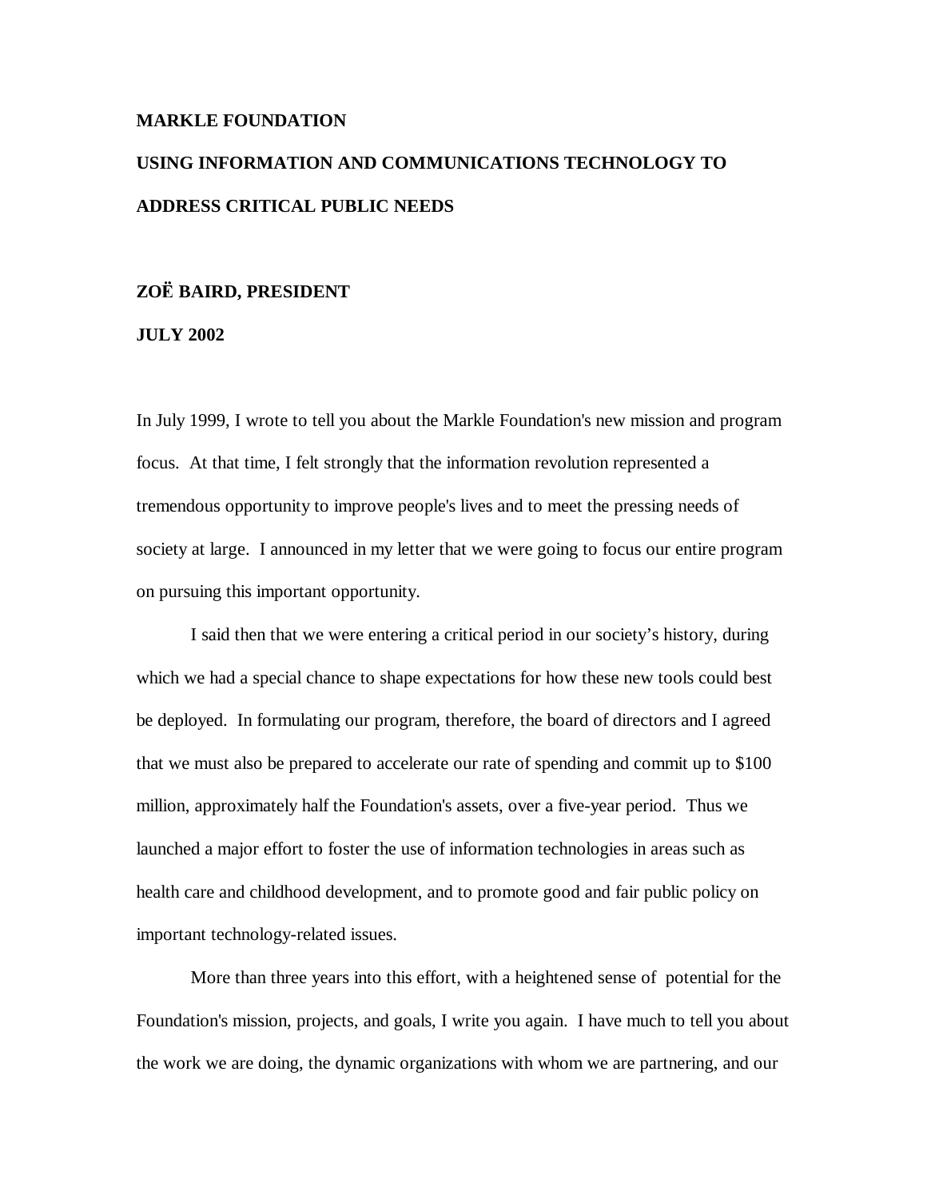**MARKLE FOUNDATION**

**USING INFORMATION AND COMMUNICATIONS TECHNOLOGY TO ADDRESS CRITICAL PUBLIC NEEDS**

**ZOË BAIRD, PRESIDENT**

**JULY 2002**

In July 1999, I wrote to tell you about the Markle Foundation's new mission and program focus. At that time, I felt strongly that the information revolution represented a tremendous opportunity to improve people's lives and to meet the pressing needs of society at large. I announced in my letter that we were going to focus our entire program on pursuing this important opportunity.

I said then that we were entering a critical period in our society's history, during which we had a special chance to shape expectations for how these new tools could best be deployed. In formulating our program, therefore, the board of directors and I agreed that we must also be prepared to accelerate our rate of spending and commit up to $100 million, approximately half the Foundation's assets, over a five-year period. Thus we launched a major effort to foster the use of information technologies in areas such as health care and childhood development, and to promote good and fair public policy on important technology-related issues.

More than three years into this effort, with a heightened sense of potential for the Foundation's mission, projects, and goals, I write you again. I have much to tell you about the work we are doing, the dynamic organizations with whom we are partnering, and our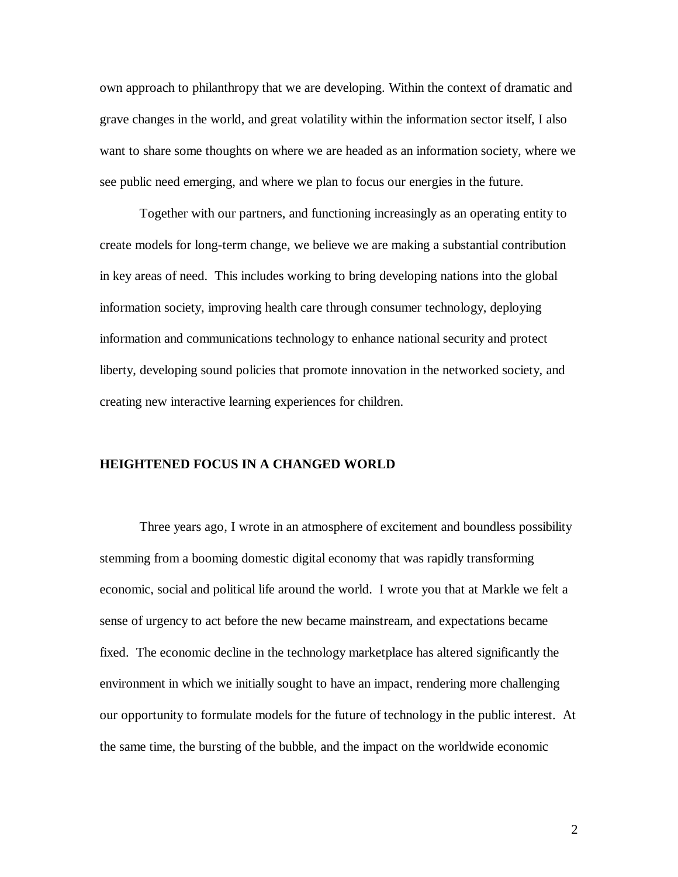own approach to philanthropy that we are developing. Within the context of dramatic and grave changes in the world, and great volatility within the information sector itself, I also want to share some thoughts on where we are headed as an information society, where we see public need emerging, and where we plan to focus our energies in the future.

Together with our partners, and functioning increasingly as an operating entity to create models for long-term change, we believe we are making a substantial contribution in key areas of need. This includes working to bring developing nations into the global information society, improving health care through consumer technology, deploying information and communications technology to enhance national security and protect liberty, developing sound policies that promote innovation in the networked society, and creating new interactive learning experiences for children.

**HEIGHTENED FOCUS IN A CHANGED WORLD**

Three years ago, I wrote in an atmosphere of excitement and boundless possibility stemming from a booming domestic digital economy that was rapidly transforming economic, social and political life around the world. I wrote you that at Markle we felt a sense of urgency to act before the new became mainstream, and expectations became fixed. The economic decline in the technology marketplace has altered significantly the environment in which we initially sought to have an impact, rendering more challenging our opportunity to formulate models for the future of technology in the public interest. At the same time, the bursting of the bubble, and the impact on the worldwide economic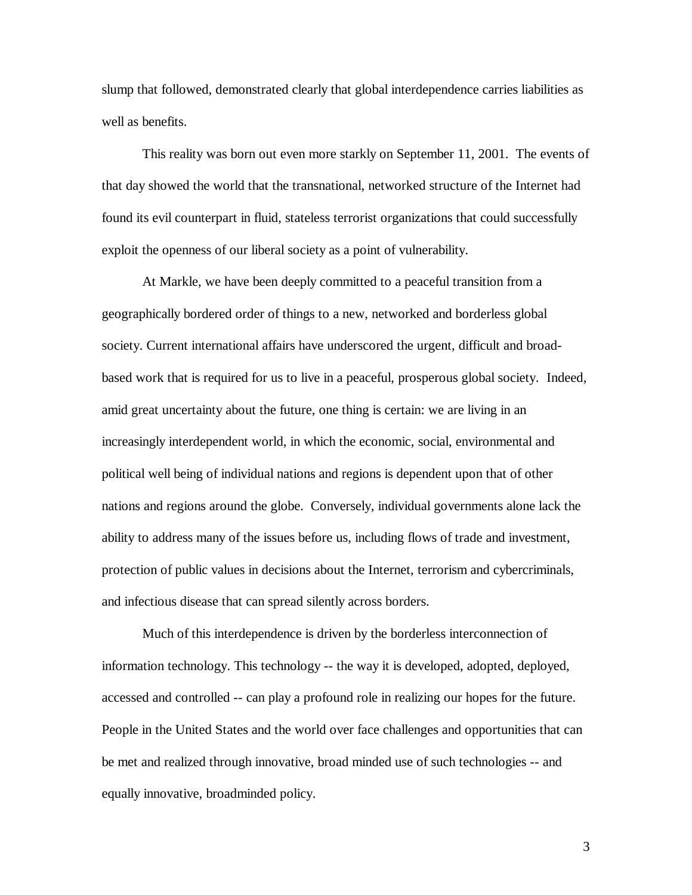slump that followed, demonstrated clearly that global interdependence carries liabilities as well as benefits.

This reality was born out even more starkly on September 11, 2001. The events of that day showed the world that the transnational, networked structure of the Internet had found its evil counterpart in fluid, stateless terrorist organizations that could successfully exploit the openness of our liberal society as a point of vulnerability.

At Markle, we have been deeply committed to a peaceful transition from a geographically bordered order of things to a new, networked and borderless global society. Current international affairs have underscored the urgent, difficult and broad-based work that is required for us to live in a peaceful, prosperous global society. Indeed, amid great uncertainty about the future, one thing is certain: we are living in an increasingly interdependent world, in which the economic, social, environmental and political well being of individual nations and regions is dependent upon that of other nations and regions around the globe. Conversely, individual governments alone lack the ability to address many of the issues before us, including flows of trade and investment, protection of public values in decisions about the Internet, terrorism and cybercriminals, and infectious disease that can spread silently across borders.

Much of this interdependence is driven by the borderless interconnection of information technology. This technology -- the way it is developed, adopted, deployed, accessed and controlled -- can play a profound role in realizing our hopes for the future. People in the United States and the world over face challenges and opportunities that can be met and realized through innovative, broad minded use of such technologies -- and equally innovative, broadminded policy.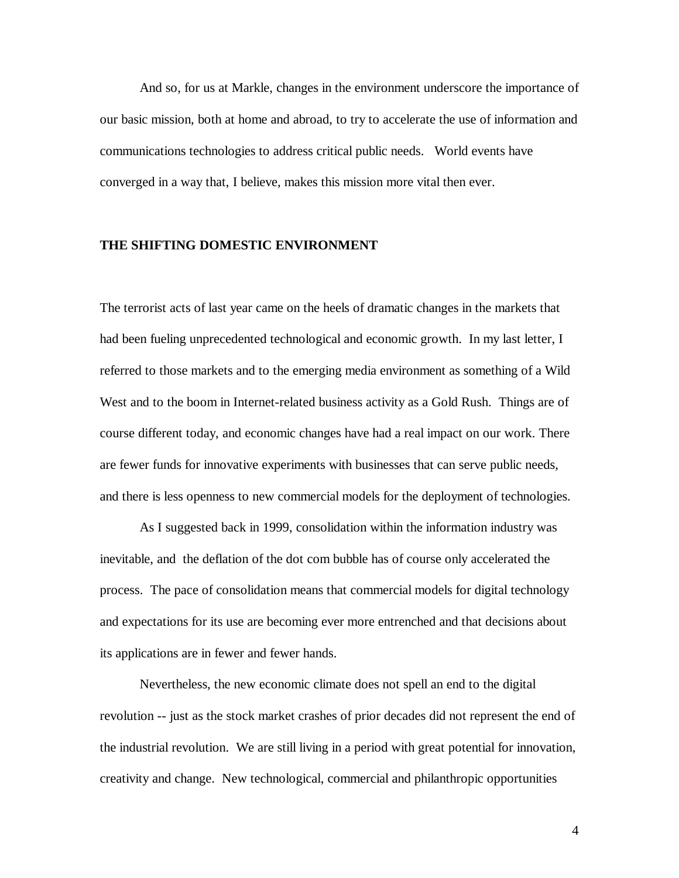And so, for us at Markle, changes in the environment underscore the importance of our basic mission, both at home and abroad, to try to accelerate the use of information and communications technologies to address critical public needs. World events have converged in a way that, I believe, makes this mission more vital then ever.

## THE SHIFTING DOMESTIC ENVIRONMENT

The terrorist acts of last year came on the heels of dramatic changes in the markets that had been fueling unprecedented technological and economic growth. In my last letter, I referred to those markets and to the emerging media environment as something of a Wild West and to the boom in Internet-related business activity as a Gold Rush. Things are of course different today, and economic changes have had a real impact on our work. There are fewer funds for innovative experiments with businesses that can serve public needs, and there is less openness to new commercial models for the deployment of technologies.

As I suggested back in 1999, consolidation within the information industry was inevitable, and the deflation of the dot com bubble has of course only accelerated the process. The pace of consolidation means that commercial models for digital technology and expectations for its use are becoming ever more entrenched and that decisions about its applications are in fewer and fewer hands.

Nevertheless, the new economic climate does not spell an end to the digital revolution -- just as the stock market crashes of prior decades did not represent the end of the industrial revolution. We are still living in a period with great potential for innovation, creativity and change. New technological, commercial and philanthropic opportunities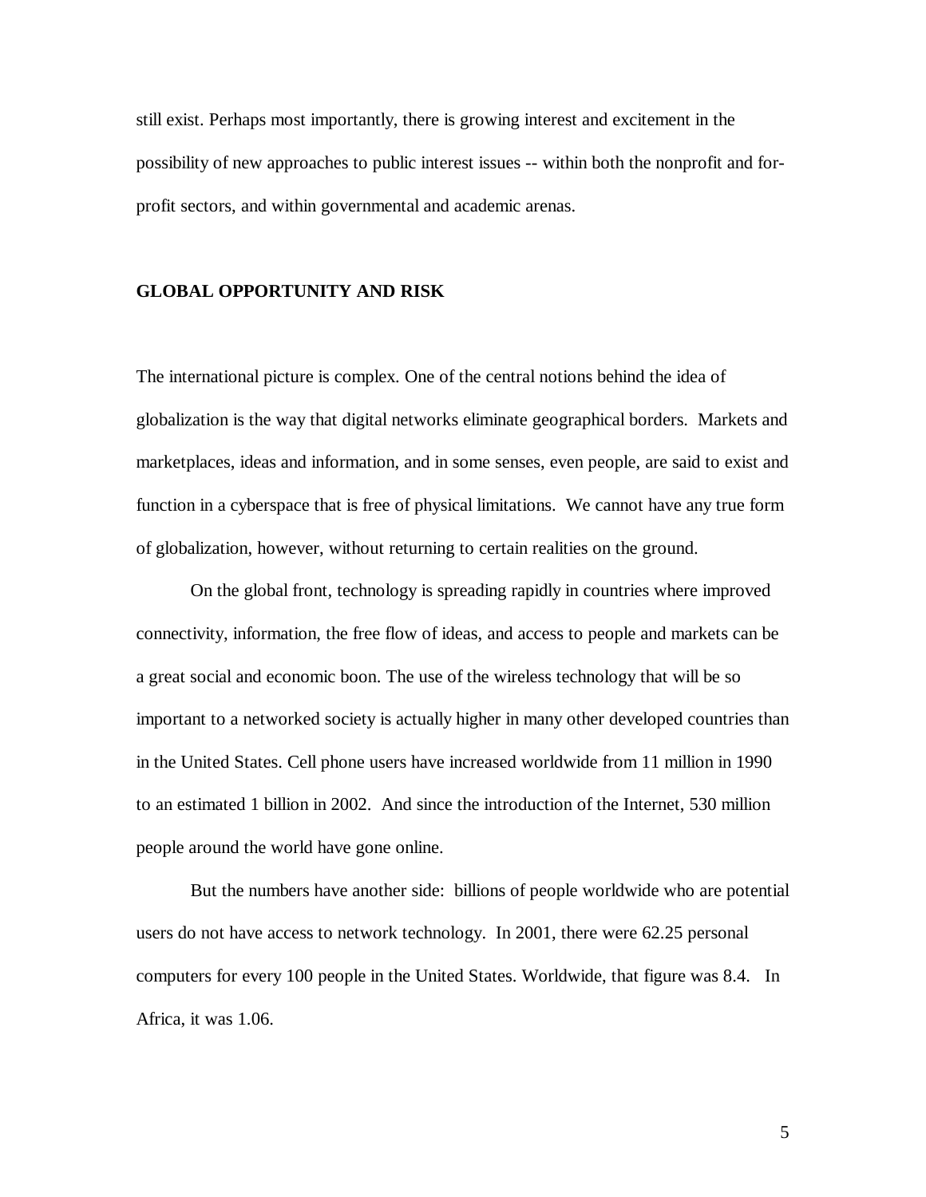still exist. Perhaps most importantly, there is growing interest and excitement in the possibility of new approaches to public interest issues -- within both the nonprofit and for-profit sectors, and within governmental and academic arenas.

## GLOBAL OPPORTUNITY AND RISK

The international picture is complex. One of the central notions behind the idea of globalization is the way that digital networks eliminate geographical borders. Markets and marketplaces, ideas and information, and in some senses, even people, are said to exist and function in a cyberspace that is free of physical limitations. We cannot have any true form of globalization, however, without returning to certain realities on the ground.

On the global front, technology is spreading rapidly in countries where improved connectivity, information, the free flow of ideas, and access to people and markets can be a great social and economic boon. The use of the wireless technology that will be so important to a networked society is actually higher in many other developed countries than in the United States. Cell phone users have increased worldwide from 11 million in 1990 to an estimated 1 billion in 2002. And since the introduction of the Internet, 530 million people around the world have gone online.

But the numbers have another side: billions of people worldwide who are potential users do not have access to network technology. In 2001, there were 62.25 personal computers for every 100 people in the United States. Worldwide, that figure was 8.4. In Africa, it was 1.06.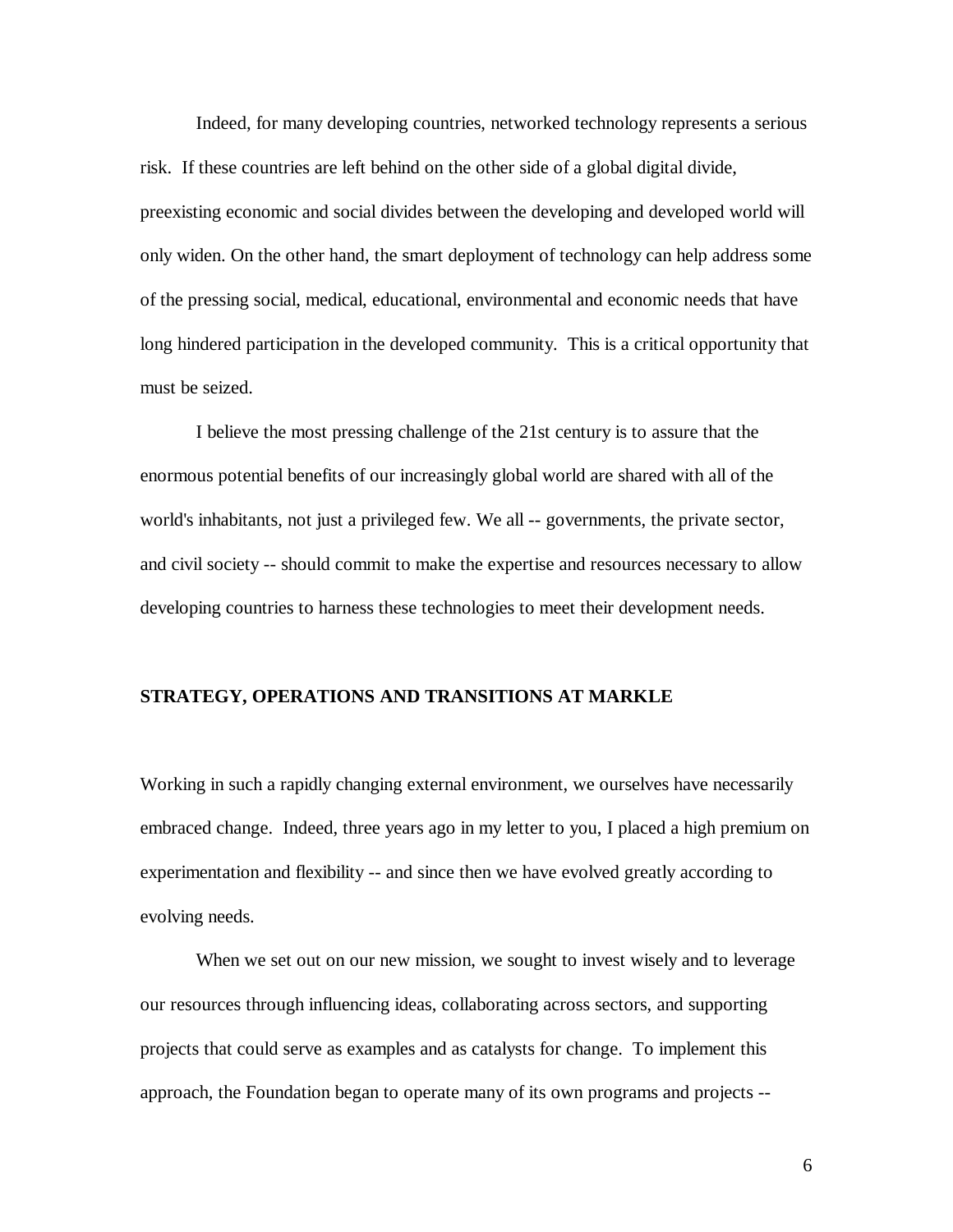Indeed, for many developing countries, networked technology represents a serious risk. If these countries are left behind on the other side of a global digital divide, preexisting economic and social divides between the developing and developed world will only widen. On the other hand, the smart deployment of technology can help address some of the pressing social, medical, educational, environmental and economic needs that have long hindered participation in the developed community. This is a critical opportunity that must be seized.

I believe the most pressing challenge of the 21st century is to assure that the enormous potential benefits of our increasingly global world are shared with all of the world's inhabitants, not just a privileged few. We all -- governments, the private sector, and civil society -- should commit to make the expertise and resources necessary to allow developing countries to harness these technologies to meet their development needs.

## STRATEGY, OPERATIONS AND TRANSITIONS AT MARKLE

Working in such a rapidly changing external environment, we ourselves have necessarily embraced change. Indeed, three years ago in my letter to you, I placed a high premium on experimentation and flexibility -- and since then we have evolved greatly according to evolving needs.

When we set out on our new mission, we sought to invest wisely and to leverage our resources through influencing ideas, collaborating across sectors, and supporting projects that could serve as examples and as catalysts for change. To implement this approach, the Foundation began to operate many of its own programs and projects --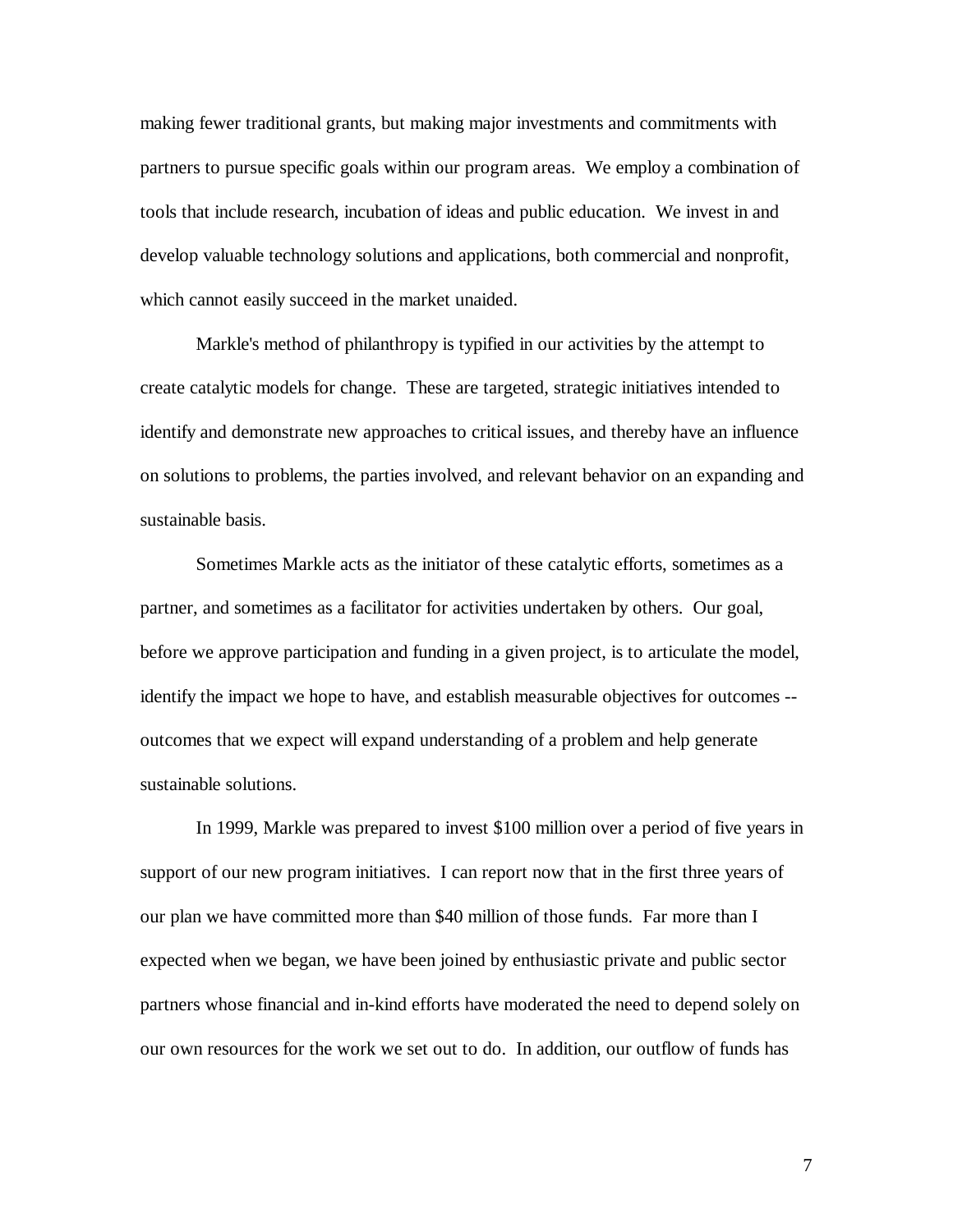making fewer traditional grants, but making major investments and commitments with partners to pursue specific goals within our program areas. We employ a combination of tools that include research, incubation of ideas and public education. We invest in and develop valuable technology solutions and applications, both commercial and nonprofit, which cannot easily succeed in the market unaided.

Markle's method of philanthropy is typified in our activities by the attempt to create catalytic models for change. These are targeted, strategic initiatives intended to identify and demonstrate new approaches to critical issues, and thereby have an influence on solutions to problems, the parties involved, and relevant behavior on an expanding and sustainable basis.

Sometimes Markle acts as the initiator of these catalytic efforts, sometimes as a partner, and sometimes as a facilitator for activities undertaken by others. Our goal, before we approve participation and funding in a given project, is to articulate the model, identify the impact we hope to have, and establish measurable objectives for outcomes -- outcomes that we expect will expand understanding of a problem and help generate sustainable solutions.

In 1999, Markle was prepared to invest $100 million over a period of five years in support of our new program initiatives. I can report now that in the first three years of our plan we have committed more than $40 million of those funds. Far more than I expected when we began, we have been joined by enthusiastic private and public sector partners whose financial and in-kind efforts have moderated the need to depend solely on our own resources for the work we set out to do. In addition, our outflow of funds has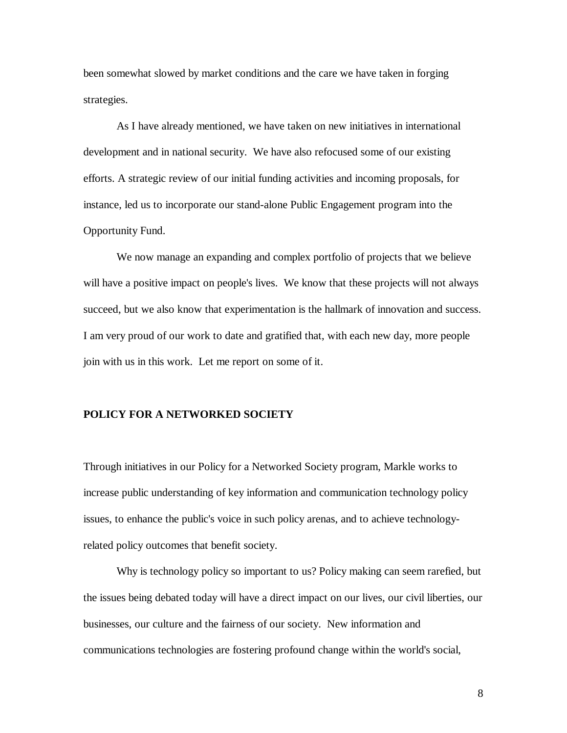been somewhat slowed by market conditions and the care we have taken in forging strategies.

As I have already mentioned, we have taken on new initiatives in international development and in national security. We have also refocused some of our existing efforts. A strategic review of our initial funding activities and incoming proposals, for instance, led us to incorporate our stand-alone Public Engagement program into the Opportunity Fund.

We now manage an expanding and complex portfolio of projects that we believe will have a positive impact on people's lives. We know that these projects will not always succeed, but we also know that experimentation is the hallmark of innovation and success. I am very proud of our work to date and gratified that, with each new day, more people join with us in this work. Let me report on some of it.

## POLICY FOR A NETWORKED SOCIETY

Through initiatives in our Policy for a Networked Society program, Markle works to increase public understanding of key information and communication technology policy issues, to enhance the public's voice in such policy arenas, and to achieve technology-related policy outcomes that benefit society.

Why is technology policy so important to us? Policy making can seem rarefied, but the issues being debated today will have a direct impact on our lives, our civil liberties, our businesses, our culture and the fairness of our society. New information and communications technologies are fostering profound change within the world's social,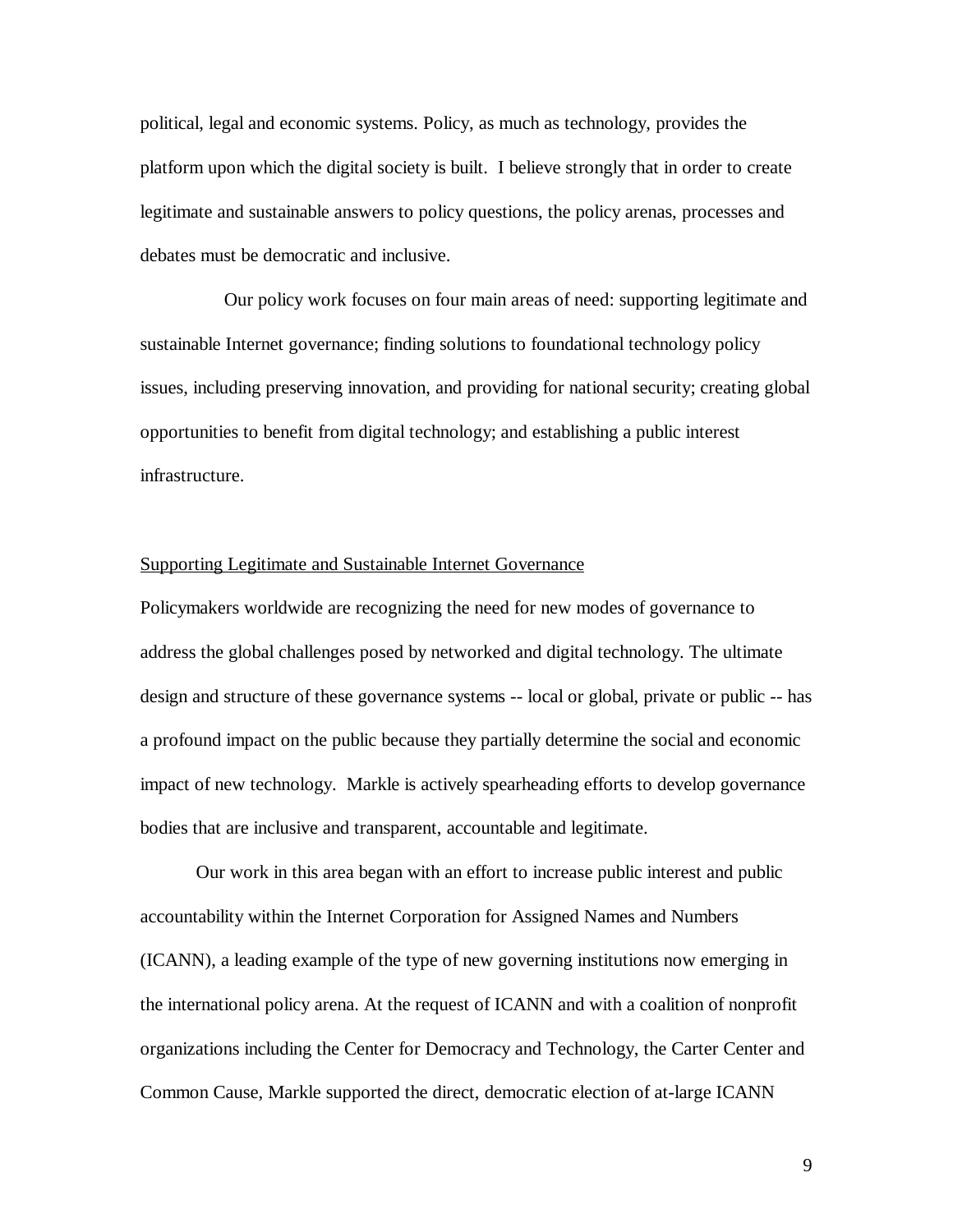political, legal and economic systems. Policy, as much as technology, provides the platform upon which the digital society is built. I believe strongly that in order to create legitimate and sustainable answers to policy questions, the policy arenas, processes and debates must be democratic and inclusive.

Our policy work focuses on four main areas of need: supporting legitimate and sustainable Internet governance; finding solutions to foundational technology policy issues, including preserving innovation, and providing for national security; creating global opportunities to benefit from digital technology; and establishing a public interest infrastructure.

## Supporting Legitimate and Sustainable Internet Governance

Policymakers worldwide are recognizing the need for new modes of governance to address the global challenges posed by networked and digital technology. The ultimate design and structure of these governance systems -- local or global, private or public -- has a profound impact on the public because they partially determine the social and economic impact of new technology. Markle is actively spearheading efforts to develop governance bodies that are inclusive and transparent, accountable and legitimate.

Our work in this area began with an effort to increase public interest and public accountability within the Internet Corporation for Assigned Names and Numbers (ICANN), a leading example of the type of new governing institutions now emerging in the international policy arena. At the request of ICANN and with a coalition of nonprofit organizations including the Center for Democracy and Technology, the Carter Center and Common Cause, Markle supported the direct, democratic election of at-large ICANN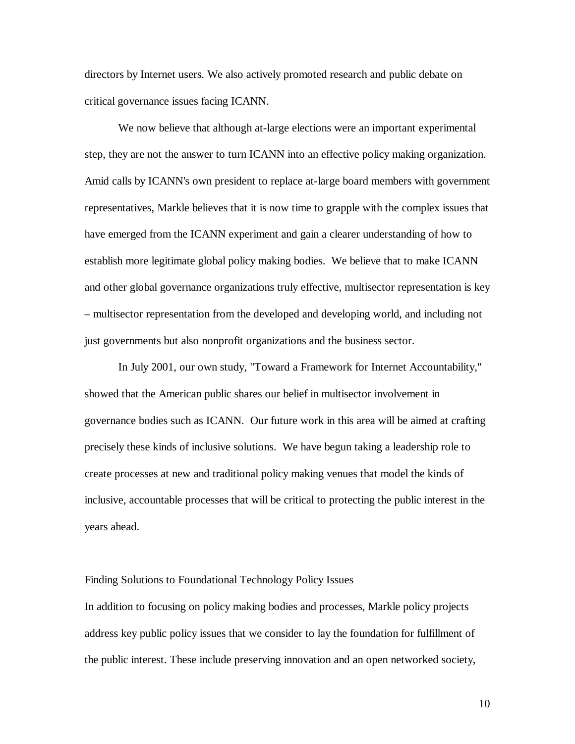directors by Internet users. We also actively promoted research and public debate on critical governance issues facing ICANN.

We now believe that although at-large elections were an important experimental step, they are not the answer to turn ICANN into an effective policy making organization. Amid calls by ICANN's own president to replace at-large board members with government representatives, Markle believes that it is now time to grapple with the complex issues that have emerged from the ICANN experiment and gain a clearer understanding of how to establish more legitimate global policy making bodies. We believe that to make ICANN and other global governance organizations truly effective, multisector representation is key – multisector representation from the developed and developing world, and including not just governments but also nonprofit organizations and the business sector.

In July 2001, our own study, "Toward a Framework for Internet Accountability," showed that the American public shares our belief in multisector involvement in governance bodies such as ICANN. Our future work in this area will be aimed at crafting precisely these kinds of inclusive solutions. We have begun taking a leadership role to create processes at new and traditional policy making venues that model the kinds of inclusive, accountable processes that will be critical to protecting the public interest in the years ahead.

## Finding Solutions to Foundational Technology Policy Issues

In addition to focusing on policy making bodies and processes, Markle policy projects address key public policy issues that we consider to lay the foundation for fulfillment of the public interest. These include preserving innovation and an open networked society,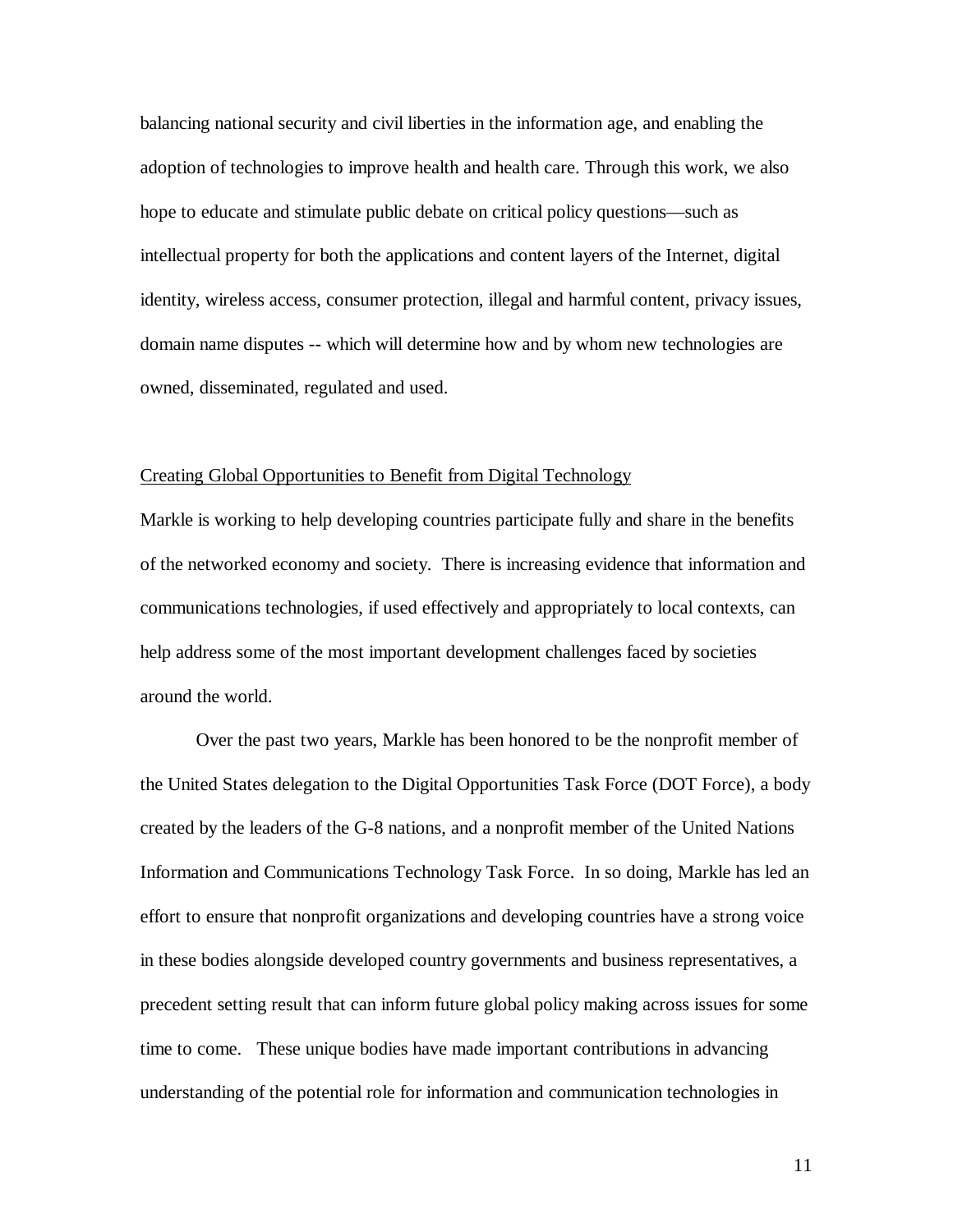balancing national security and civil liberties in the information age, and enabling the adoption of technologies to improve health and health care. Through this work, we also hope to educate and stimulate public debate on critical policy questions—such as intellectual property for both the applications and content layers of the Internet, digital identity, wireless access, consumer protection, illegal and harmful content, privacy issues, domain name disputes -- which will determine how and by whom new technologies are owned, disseminated, regulated and used.

<u>Creating Global Opportunities to Benefit from Digital Technology</u>

Markle is working to help developing countries participate fully and share in the benefits of the networked economy and society. There is increasing evidence that information and communications technologies, if used effectively and appropriately to local contexts, can help address some of the most important development challenges faced by societies around the world.

Over the past two years, Markle has been honored to be the nonprofit member of the United States delegation to the Digital Opportunities Task Force (DOT Force), a body created by the leaders of the G-8 nations, and a nonprofit member of the United Nations Information and Communications Technology Task Force. In so doing, Markle has led an effort to ensure that nonprofit organizations and developing countries have a strong voice in these bodies alongside developed country governments and business representatives, a precedent setting result that can inform future global policy making across issues for some time to come. These unique bodies have made important contributions in advancing understanding of the potential role for information and communication technologies in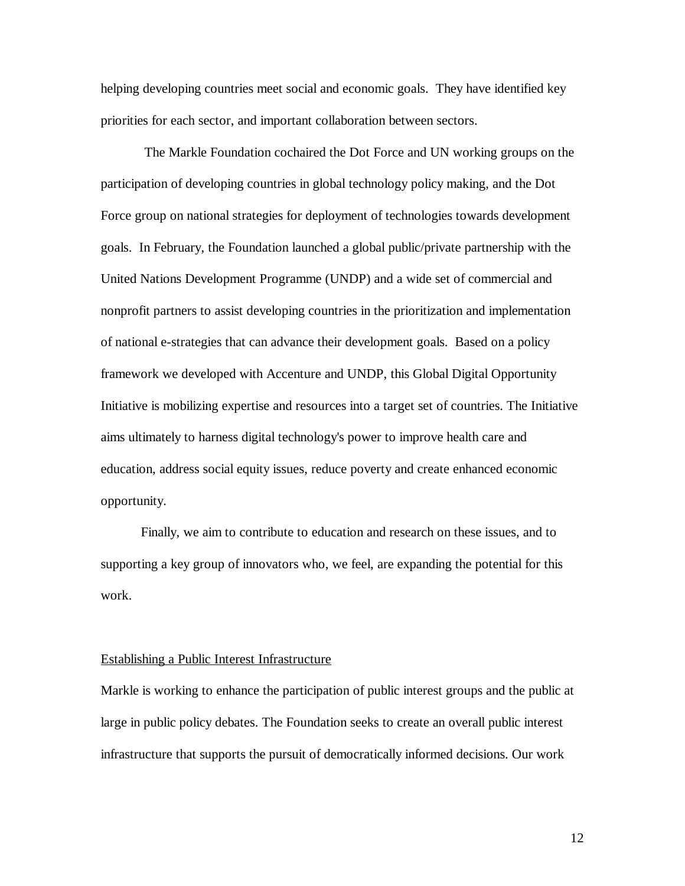helping developing countries meet social and economic goals. They have identified key priorities for each sector, and important collaboration between sectors.

The Markle Foundation cochaired the Dot Force and UN working groups on the participation of developing countries in global technology policy making, and the Dot Force group on national strategies for deployment of technologies towards development goals. In February, the Foundation launched a global public/private partnership with the United Nations Development Programme (UNDP) and a wide set of commercial and nonprofit partners to assist developing countries in the prioritization and implementation of national e-strategies that can advance their development goals. Based on a policy framework we developed with Accenture and UNDP, this Global Digital Opportunity Initiative is mobilizing expertise and resources into a target set of countries. The Initiative aims ultimately to harness digital technology's power to improve health care and education, address social equity issues, reduce poverty and create enhanced economic opportunity.

Finally, we aim to contribute to education and research on these issues, and to supporting a key group of innovators who, we feel, are expanding the potential for this work.

## Establishing a Public Interest Infrastructure

Markle is working to enhance the participation of public interest groups and the public at large in public policy debates. The Foundation seeks to create an overall public interest infrastructure that supports the pursuit of democratically informed decisions. Our work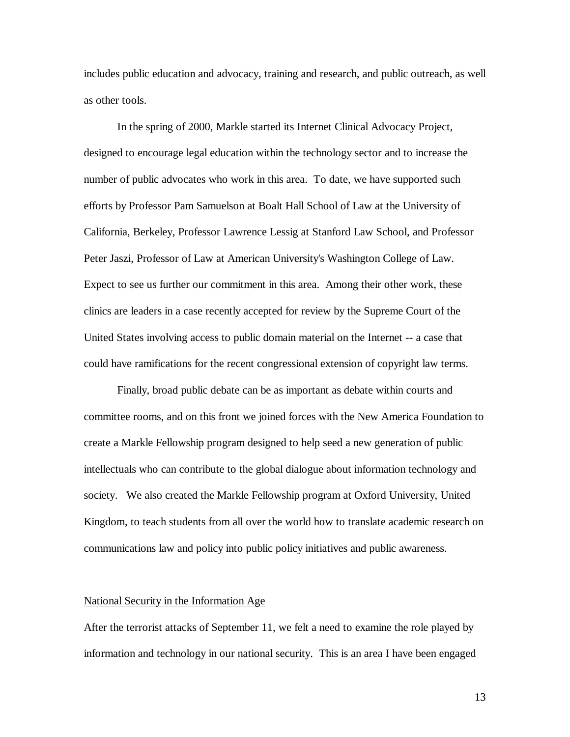includes public education and advocacy, training and research, and public outreach, as well as other tools.

In the spring of 2000, Markle started its Internet Clinical Advocacy Project, designed to encourage legal education within the technology sector and to increase the number of public advocates who work in this area. To date, we have supported such efforts by Professor Pam Samuelson at Boalt Hall School of Law at the University of California, Berkeley, Professor Lawrence Lessig at Stanford Law School, and Professor Peter Jaszi, Professor of Law at American University's Washington College of Law. Expect to see us further our commitment in this area. Among their other work, these clinics are leaders in a case recently accepted for review by the Supreme Court of the United States involving access to public domain material on the Internet -- a case that could have ramifications for the recent congressional extension of copyright law terms.

Finally, broad public debate can be as important as debate within courts and committee rooms, and on this front we joined forces with the New America Foundation to create a Markle Fellowship program designed to help seed a new generation of public intellectuals who can contribute to the global dialogue about information technology and society. We also created the Markle Fellowship program at Oxford University, United Kingdom, to teach students from all over the world how to translate academic research on communications law and policy into public policy initiatives and public awareness.

## National Security in the Information Age

After the terrorist attacks of September 11, we felt a need to examine the role played by information and technology in our national security. This is an area I have been engaged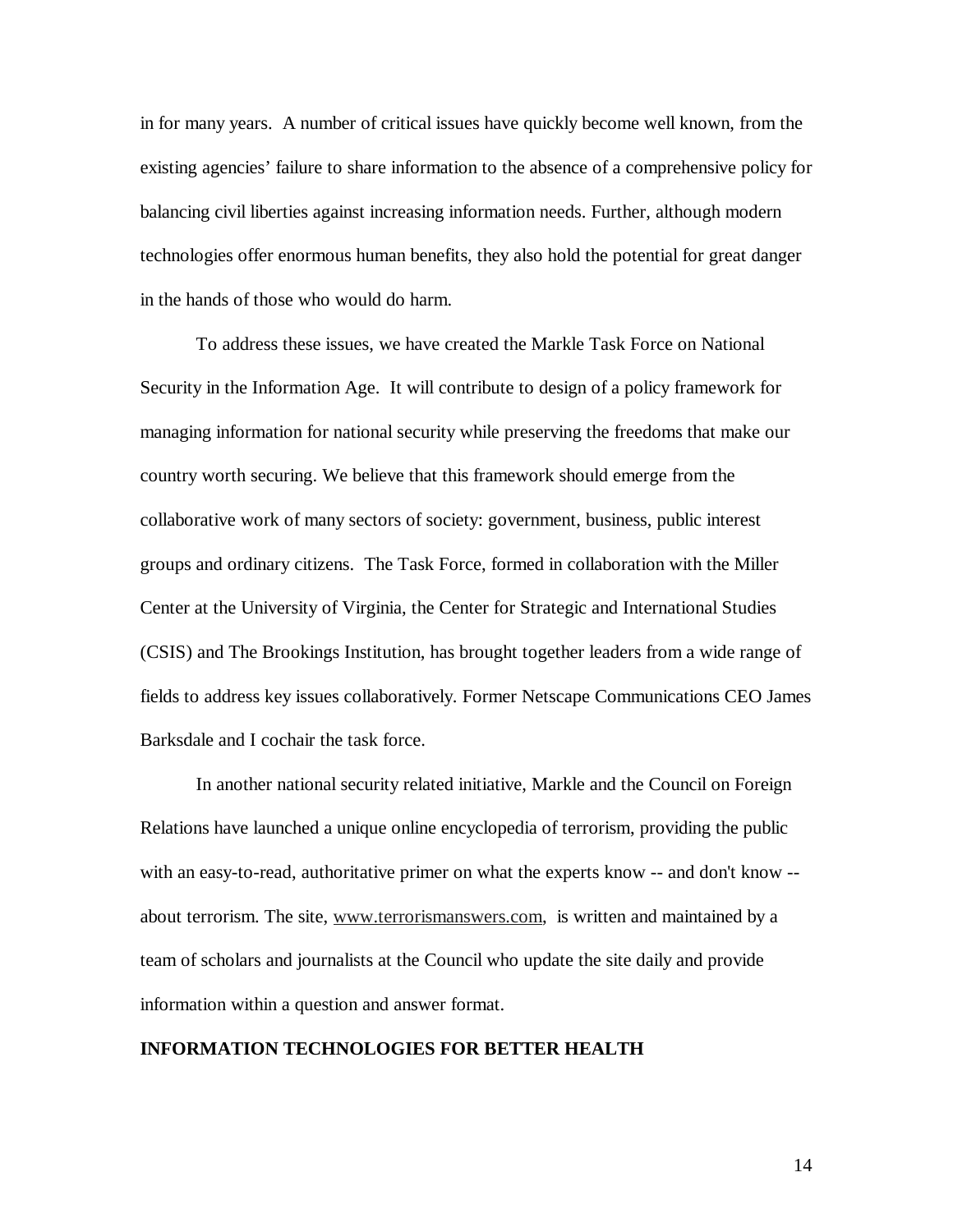in for many years. A number of critical issues have quickly become well known, from the existing agencies' failure to share information to the absence of a comprehensive policy for balancing civil liberties against increasing information needs. Further, although modern technologies offer enormous human benefits, they also hold the potential for great danger in the hands of those who would do harm.

To address these issues, we have created the Markle Task Force on National Security in the Information Age. It will contribute to design of a policy framework for managing information for national security while preserving the freedoms that make our country worth securing. We believe that this framework should emerge from the collaborative work of many sectors of society: government, business, public interest groups and ordinary citizens. The Task Force, formed in collaboration with the Miller Center at the University of Virginia, the Center for Strategic and International Studies (CSIS) and The Brookings Institution, has brought together leaders from a wide range of fields to address key issues collaboratively. Former Netscape Communications CEO James Barksdale and I cochair the task force.

In another national security related initiative, Markle and the Council on Foreign Relations have launched a unique online encyclopedia of terrorism, providing the public with an easy-to-read, authoritative primer on what the experts know -- and don't know -- about terrorism. The site, www.terrorismanswers.com, is written and maintained by a team of scholars and journalists at the Council who update the site daily and provide information within a question and answer format.

**INFORMATION TECHNOLOGIES FOR BETTER HEALTH**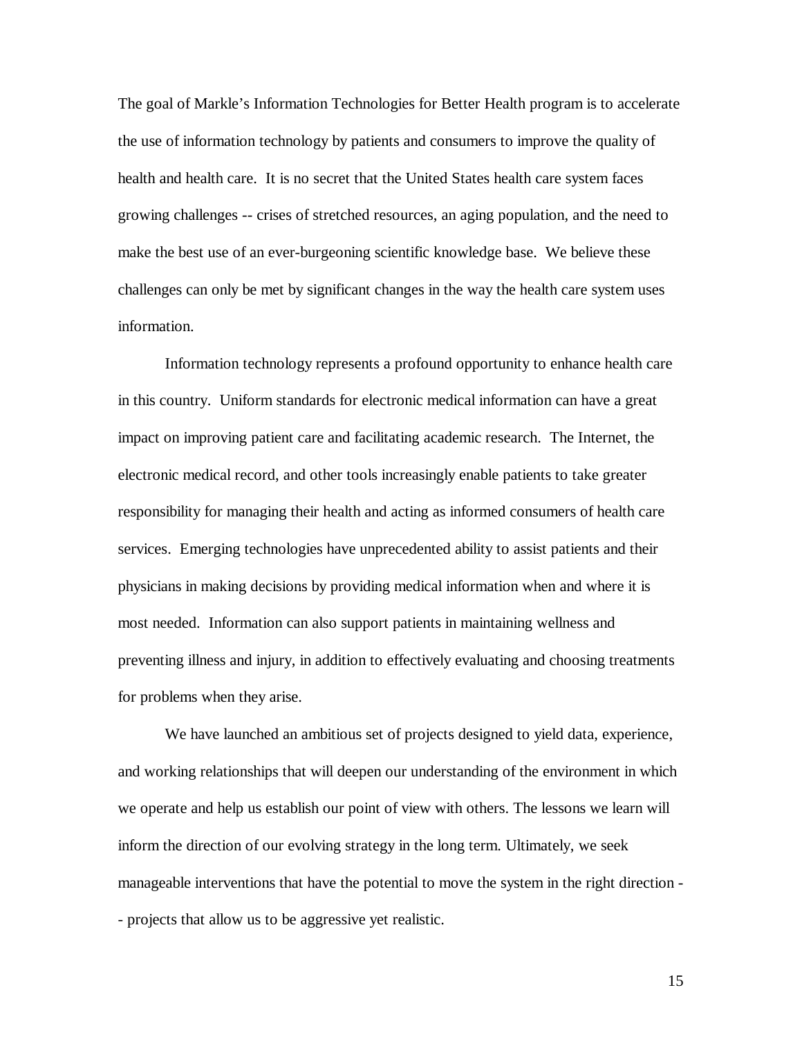The goal of Markle's Information Technologies for Better Health program is to accelerate the use of information technology by patients and consumers to improve the quality of health and health care. It is no secret that the United States health care system faces growing challenges -- crises of stretched resources, an aging population, and the need to make the best use of an ever-burgeoning scientific knowledge base. We believe these challenges can only be met by significant changes in the way the health care system uses information.

Information technology represents a profound opportunity to enhance health care in this country. Uniform standards for electronic medical information can have a great impact on improving patient care and facilitating academic research. The Internet, the electronic medical record, and other tools increasingly enable patients to take greater responsibility for managing their health and acting as informed consumers of health care services. Emerging technologies have unprecedented ability to assist patients and their physicians in making decisions by providing medical information when and where it is most needed. Information can also support patients in maintaining wellness and preventing illness and injury, in addition to effectively evaluating and choosing treatments for problems when they arise.

We have launched an ambitious set of projects designed to yield data, experience, and working relationships that will deepen our understanding of the environment in which we operate and help us establish our point of view with others. The lessons we learn will inform the direction of our evolving strategy in the long term. Ultimately, we seek manageable interventions that have the potential to move the system in the right direction -- projects that allow us to be aggressive yet realistic.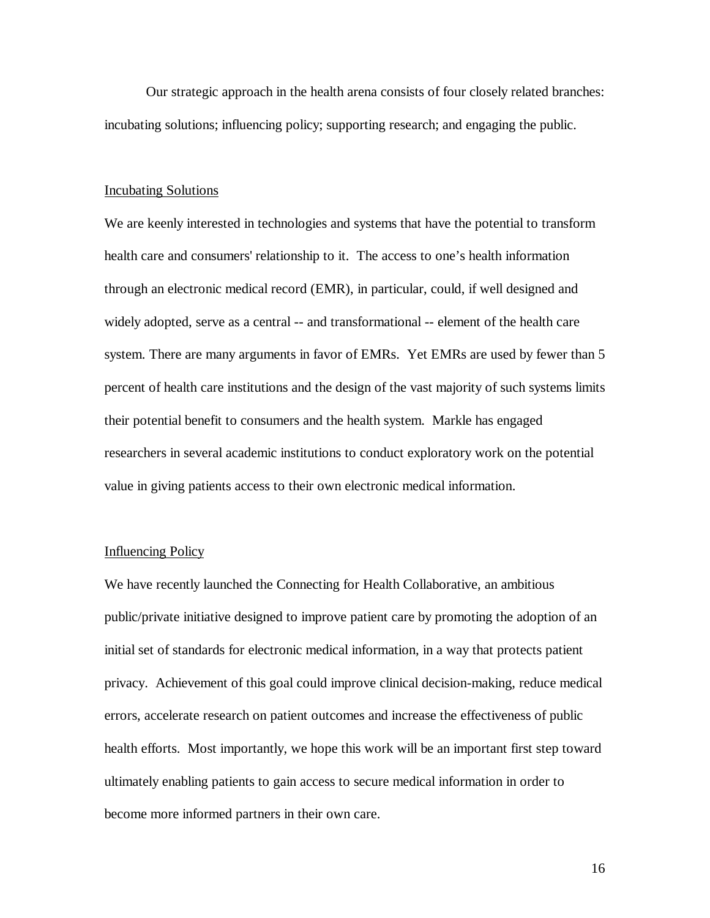Our strategic approach in the health arena consists of four closely related branches: incubating solutions; influencing policy; supporting research; and engaging the public.

## Incubating Solutions

We are keenly interested in technologies and systems that have the potential to transform health care and consumers' relationship to it. The access to one's health information through an electronic medical record (EMR), in particular, could, if well designed and widely adopted, serve as a central -- and transformational -- element of the health care system. There are many arguments in favor of EMRs. Yet EMRs are used by fewer than 5 percent of health care institutions and the design of the vast majority of such systems limits their potential benefit to consumers and the health system. Markle has engaged researchers in several academic institutions to conduct exploratory work on the potential value in giving patients access to their own electronic medical information.

## Influencing Policy

We have recently launched the Connecting for Health Collaborative, an ambitious public/private initiative designed to improve patient care by promoting the adoption of an initial set of standards for electronic medical information, in a way that protects patient privacy. Achievement of this goal could improve clinical decision-making, reduce medical errors, accelerate research on patient outcomes and increase the effectiveness of public health efforts. Most importantly, we hope this work will be an important first step toward ultimately enabling patients to gain access to secure medical information in order to become more informed partners in their own care.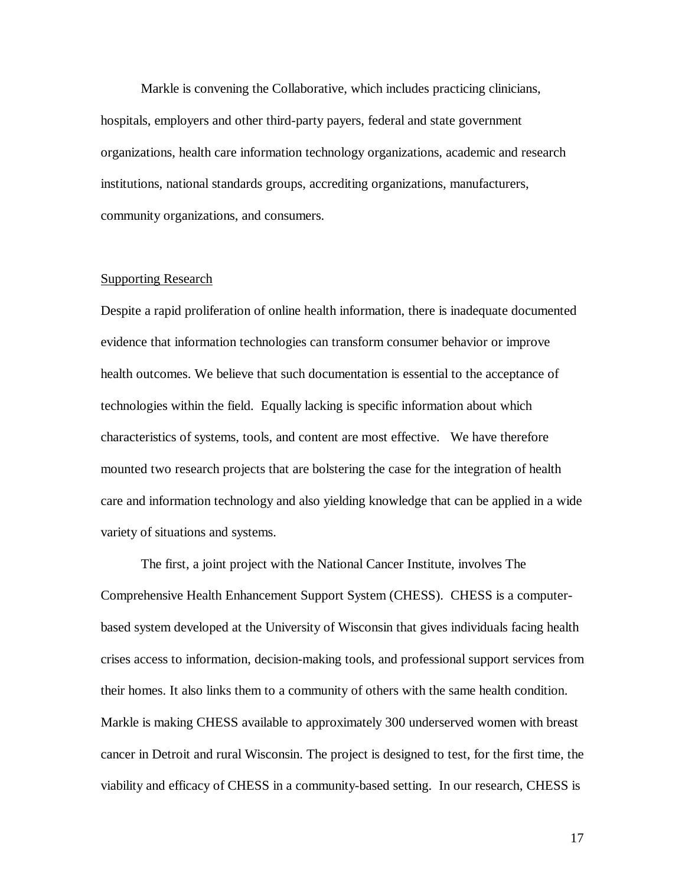Markle is convening the Collaborative, which includes practicing clinicians, hospitals, employers and other third-party payers, federal and state government organizations, health care information technology organizations, academic and research institutions, national standards groups, accrediting organizations, manufacturers, community organizations, and consumers.

<u>Supporting Research</u>

Despite a rapid proliferation of online health information, there is inadequate documented evidence that information technologies can transform consumer behavior or improve health outcomes. We believe that such documentation is essential to the acceptance of technologies within the field. Equally lacking is specific information about which characteristics of systems, tools, and content are most effective. We have therefore mounted two research projects that are bolstering the case for the integration of health care and information technology and also yielding knowledge that can be applied in a wide variety of situations and systems.

The first, a joint project with the National Cancer Institute, involves The Comprehensive Health Enhancement Support System (CHESS). CHESS is a computer-based system developed at the University of Wisconsin that gives individuals facing health crises access to information, decision-making tools, and professional support services from their homes. It also links them to a community of others with the same health condition. Markle is making CHESS available to approximately 300 underserved women with breast cancer in Detroit and rural Wisconsin. The project is designed to test, for the first time, the viability and efficacy of CHESS in a community-based setting. In our research, CHESS is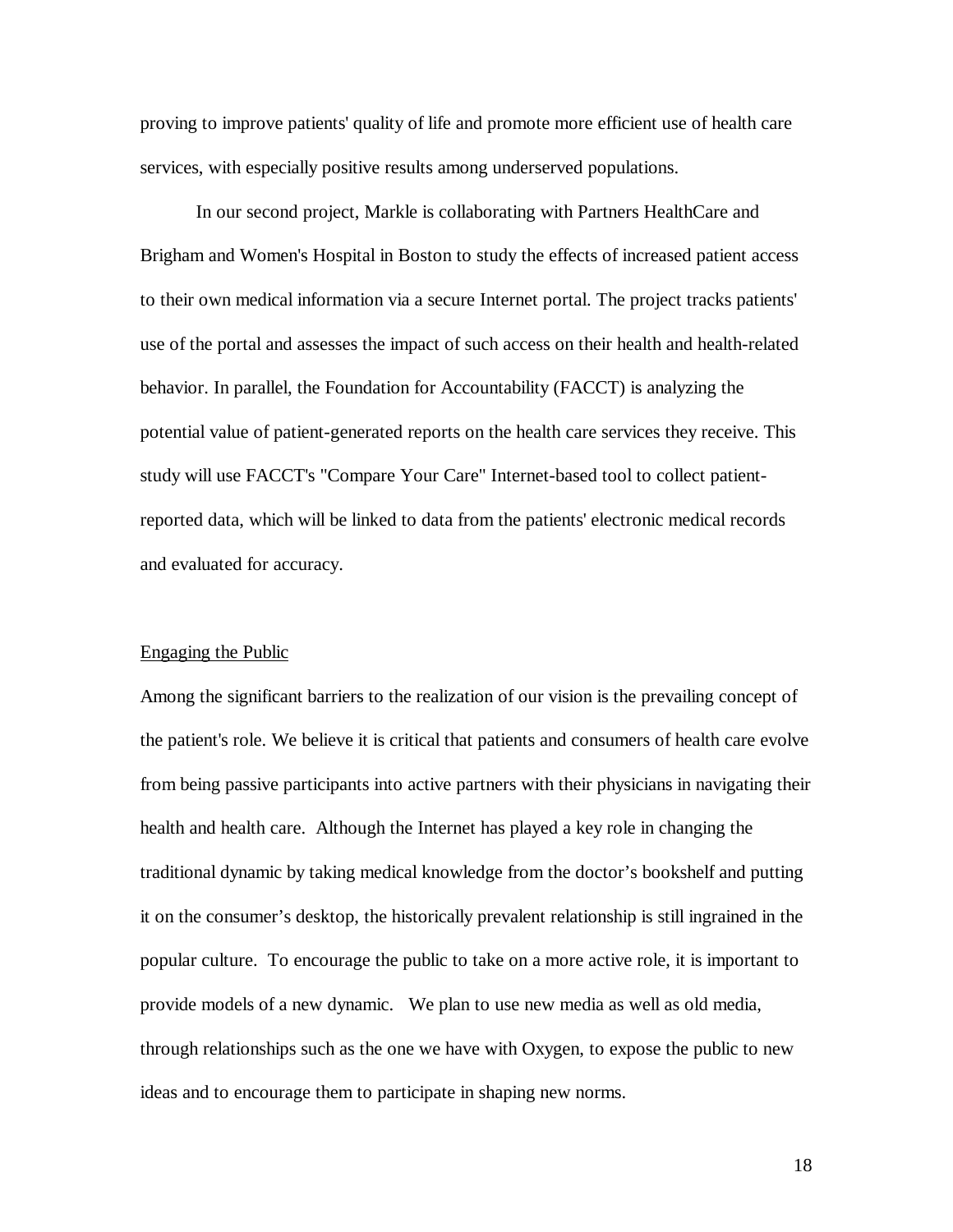proving to improve patients' quality of life and promote more efficient use of health care services, with especially positive results among underserved populations.

In our second project, Markle is collaborating with Partners HealthCare and Brigham and Women's Hospital in Boston to study the effects of increased patient access to their own medical information via a secure Internet portal. The project tracks patients' use of the portal and assesses the impact of such access on their health and health-related behavior. In parallel, the Foundation for Accountability (FACCT) is analyzing the potential value of patient-generated reports on the health care services they receive. This study will use FACCT's "Compare Your Care" Internet-based tool to collect patient-reported data, which will be linked to data from the patients' electronic medical records and evaluated for accuracy.

## Engaging the Public

Among the significant barriers to the realization of our vision is the prevailing concept of the patient's role. We believe it is critical that patients and consumers of health care evolve from being passive participants into active partners with their physicians in navigating their health and health care. Although the Internet has played a key role in changing the traditional dynamic by taking medical knowledge from the doctor's bookshelf and putting it on the consumer's desktop, the historically prevalent relationship is still ingrained in the popular culture. To encourage the public to take on a more active role, it is important to provide models of a new dynamic. We plan to use new media as well as old media, through relationships such as the one we have with Oxygen, to expose the public to new ideas and to encourage them to participate in shaping new norms.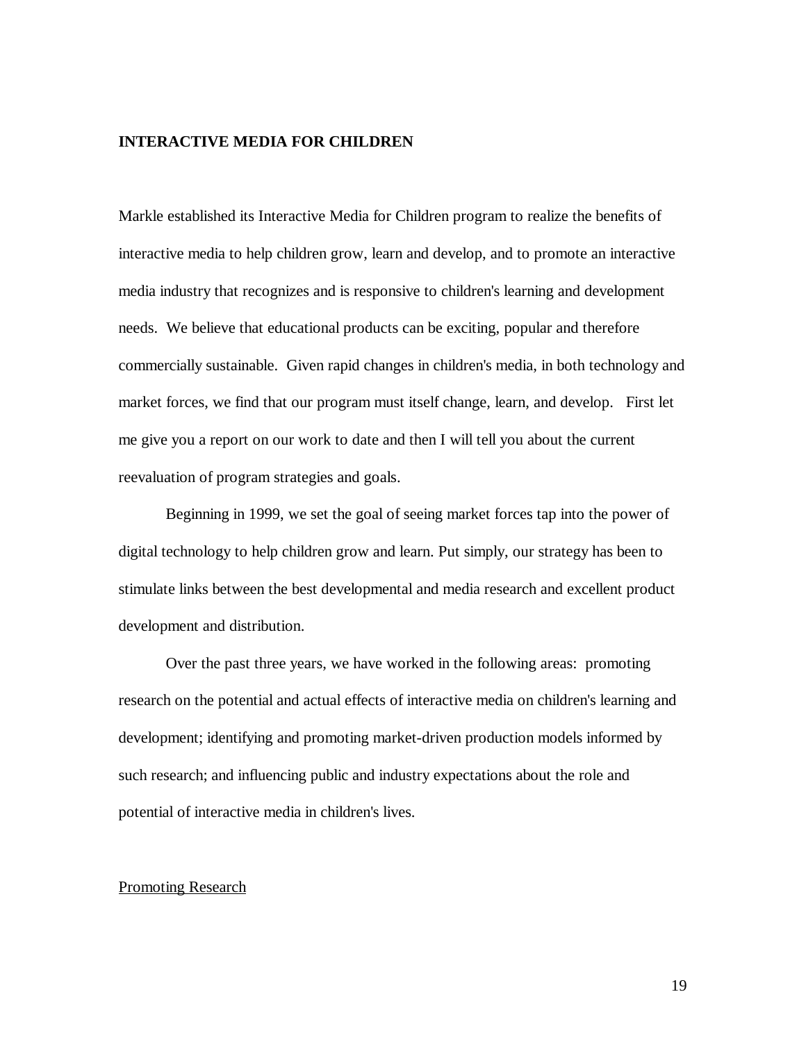## INTERACTIVE MEDIA FOR CHILDREN

Markle established its Interactive Media for Children program to realize the benefits of interactive media to help children grow, learn and develop, and to promote an interactive media industry that recognizes and is responsive to children's learning and development needs. We believe that educational products can be exciting, popular and therefore commercially sustainable. Given rapid changes in children's media, in both technology and market forces, we find that our program must itself change, learn, and develop. First let me give you a report on our work to date and then I will tell you about the current reevaluation of program strategies and goals.

Beginning in 1999, we set the goal of seeing market forces tap into the power of digital technology to help children grow and learn. Put simply, our strategy has been to stimulate links between the best developmental and media research and excellent product development and distribution.

Over the past three years, we have worked in the following areas: promoting research on the potential and actual effects of interactive media on children's learning and development; identifying and promoting market-driven production models informed by such research; and influencing public and industry expectations about the role and potential of interactive media in children's lives.

### Promoting Research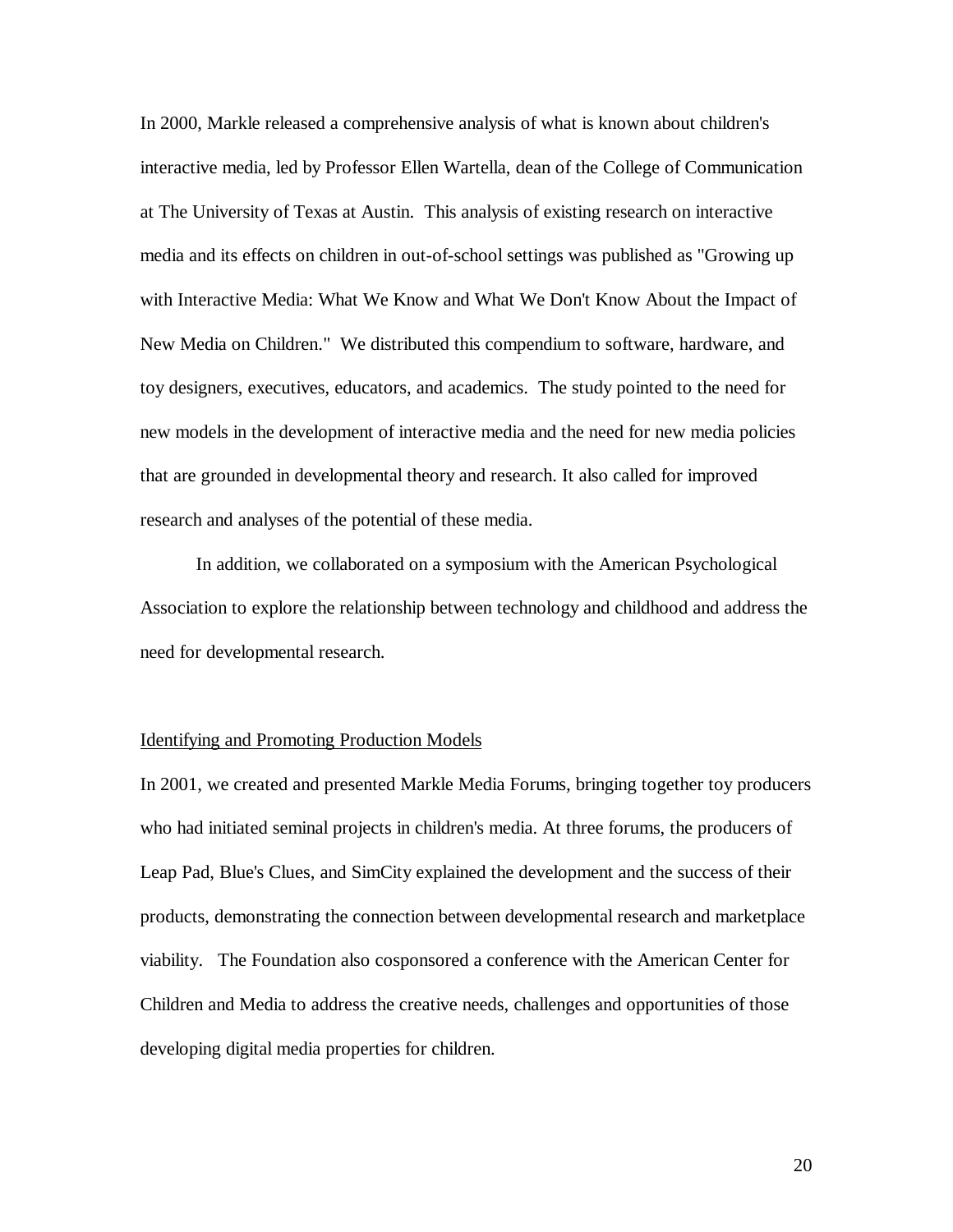In 2000, Markle released a comprehensive analysis of what is known about children's interactive media, led by Professor Ellen Wartella, dean of the College of Communication at The University of Texas at Austin. This analysis of existing research on interactive media and its effects on children in out-of-school settings was published as "Growing up with Interactive Media: What We Know and What We Don't Know About the Impact of New Media on Children." We distributed this compendium to software, hardware, and toy designers, executives, educators, and academics. The study pointed to the need for new models in the development of interactive media and the need for new media policies that are grounded in developmental theory and research. It also called for improved research and analyses of the potential of these media.

In addition, we collaborated on a symposium with the American Psychological Association to explore the relationship between technology and childhood and address the need for developmental research.

<u>Identifying and Promoting Production Models</u>

In 2001, we created and presented Markle Media Forums, bringing together toy producers who had initiated seminal projects in children's media. At three forums, the producers of Leap Pad, Blue's Clues, and SimCity explained the development and the success of their products, demonstrating the connection between developmental research and marketplace viability. The Foundation also cosponsored a conference with the American Center for Children and Media to address the creative needs, challenges and opportunities of those developing digital media properties for children.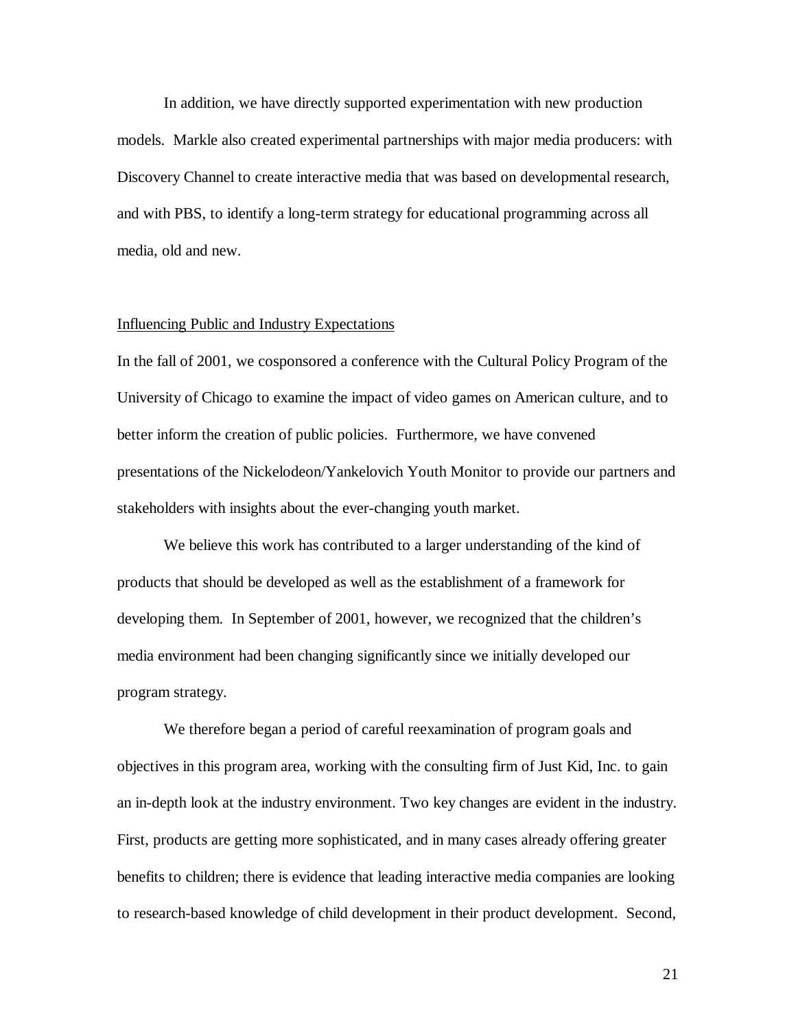In addition, we have directly supported experimentation with new production models. Markle also created experimental partnerships with major media producers: with Discovery Channel to create interactive media that was based on developmental research, and with PBS, to identify a long-term strategy for educational programming across all media, old and new.

### Influencing Public and Industry Expectations

In the fall of 2001, we cosponsored a conference with the Cultural Policy Program of the University of Chicago to examine the impact of video games on American culture, and to better inform the creation of public policies. Furthermore, we have convened presentations of the Nickelodeon/Yankelovich Youth Monitor to provide our partners and stakeholders with insights about the ever-changing youth market.

We believe this work has contributed to a larger understanding of the kind of products that should be developed as well as the establishment of a framework for developing them. In September of 2001, however, we recognized that the children's media environment had been changing significantly since we initially developed our program strategy.

We therefore began a period of careful reexamination of program goals and objectives in this program area, working with the consulting firm of Just Kid, Inc. to gain an in-depth look at the industry environment. Two key changes are evident in the industry. First, products are getting more sophisticated, and in many cases already offering greater benefits to children; there is evidence that leading interactive media companies are looking to research-based knowledge of child development in their product development. Second,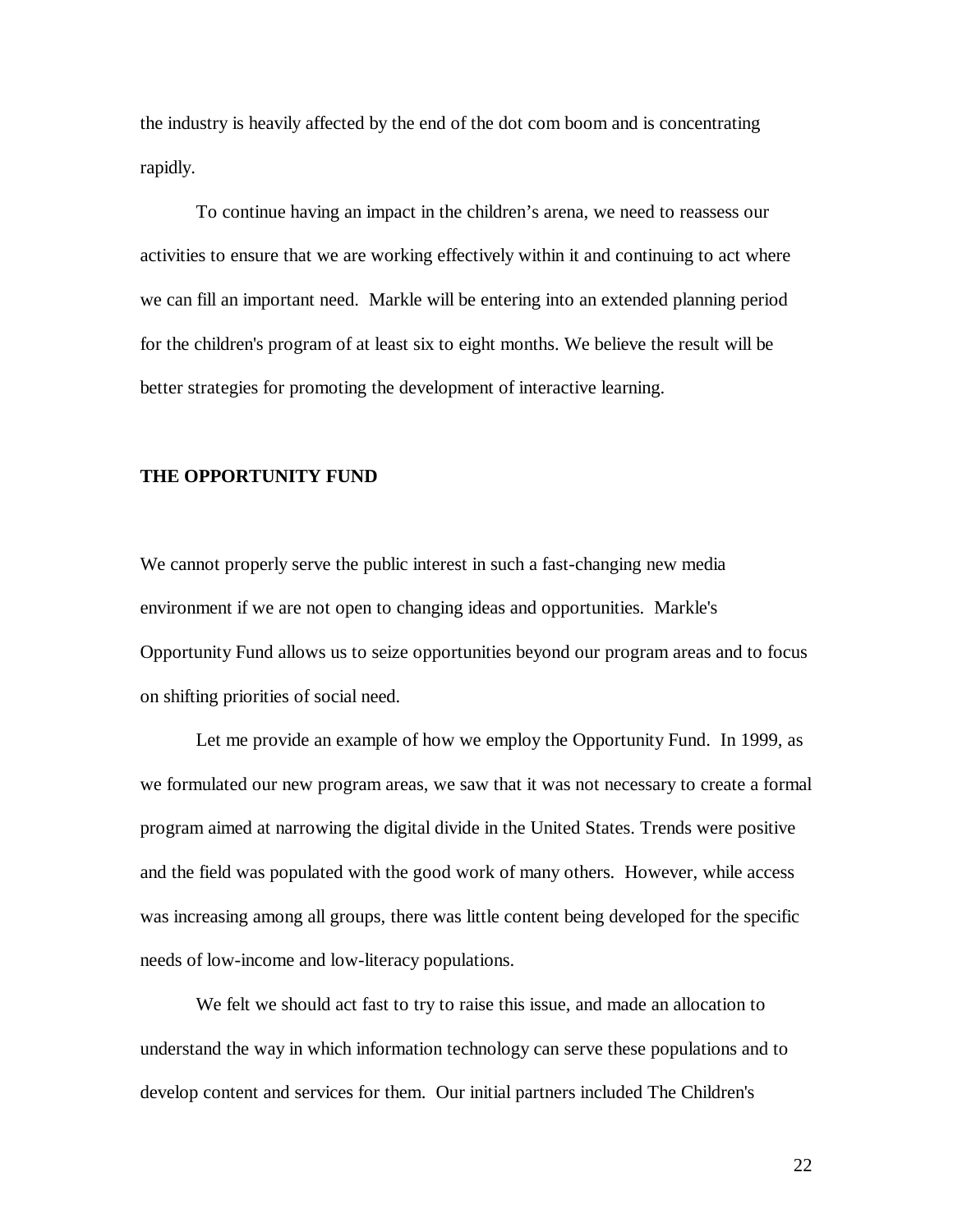the industry is heavily affected by the end of the dot com boom and is concentrating rapidly.

To continue having an impact in the children's arena, we need to reassess our activities to ensure that we are working effectively within it and continuing to act where we can fill an important need. Markle will be entering into an extended planning period for the children's program of at least six to eight months. We believe the result will be better strategies for promoting the development of interactive learning.

## THE OPPORTUNITY FUND

We cannot properly serve the public interest in such a fast-changing new media environment if we are not open to changing ideas and opportunities. Markle's Opportunity Fund allows us to seize opportunities beyond our program areas and to focus on shifting priorities of social need.

Let me provide an example of how we employ the Opportunity Fund. In 1999, as we formulated our new program areas, we saw that it was not necessary to create a formal program aimed at narrowing the digital divide in the United States. Trends were positive and the field was populated with the good work of many others. However, while access was increasing among all groups, there was little content being developed for the specific needs of low-income and low-literacy populations.

We felt we should act fast to try to raise this issue, and made an allocation to understand the way in which information technology can serve these populations and to develop content and services for them. Our initial partners included The Children's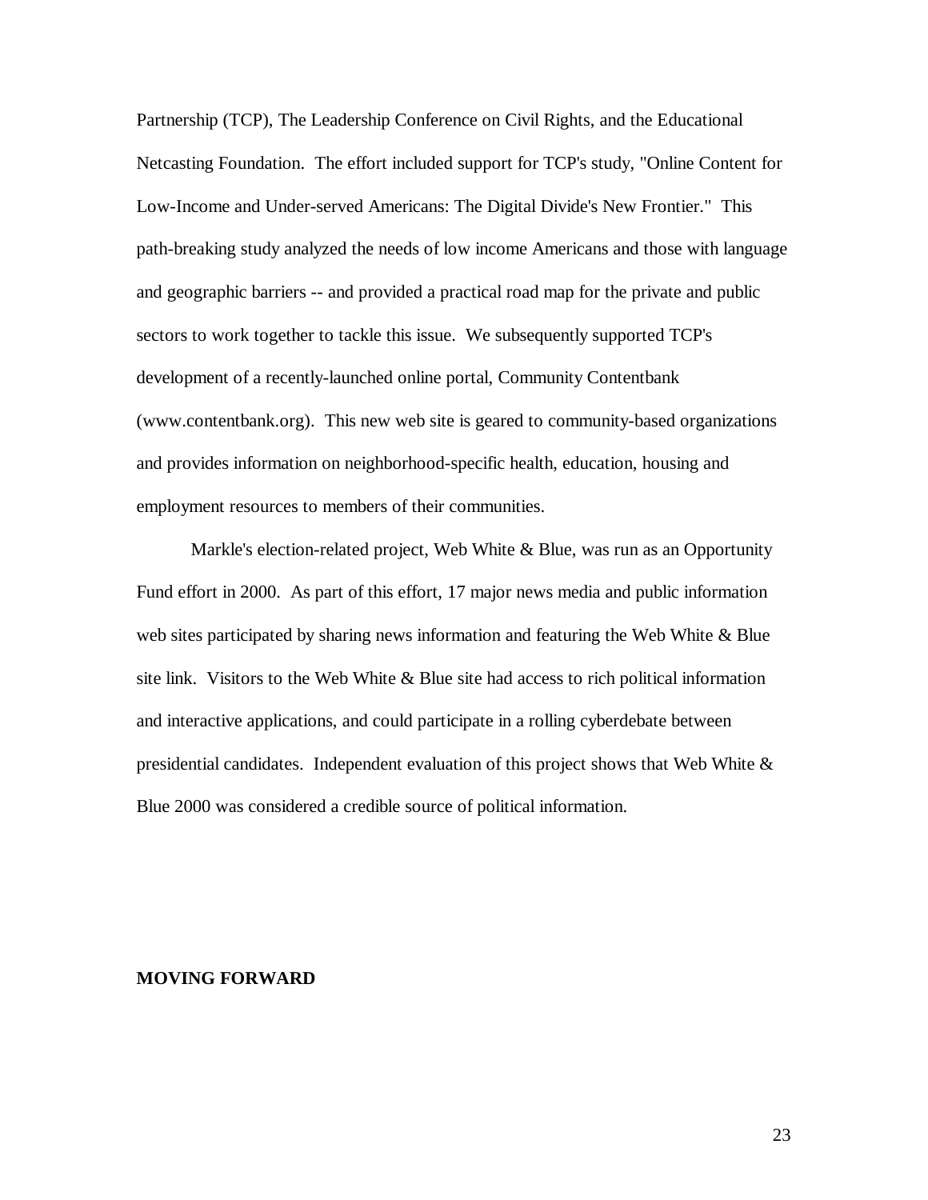Partnership (TCP), The Leadership Conference on Civil Rights, and the Educational Netcasting Foundation. The effort included support for TCP's study, "Online Content for Low-Income and Under-served Americans: The Digital Divide's New Frontier." This path-breaking study analyzed the needs of low income Americans and those with language and geographic barriers -- and provided a practical road map for the private and public sectors to work together to tackle this issue. We subsequently supported TCP's development of a recently-launched online portal, Community Contentbank (www.contentbank.org). This new web site is geared to community-based organizations and provides information on neighborhood-specific health, education, housing and employment resources to members of their communities.

Markle's election-related project, Web White & Blue, was run as an Opportunity Fund effort in 2000. As part of this effort, 17 major news media and public information web sites participated by sharing news information and featuring the Web White & Blue site link. Visitors to the Web White & Blue site had access to rich political information and interactive applications, and could participate in a rolling cyberdebate between presidential candidates. Independent evaluation of this project shows that Web White & Blue 2000 was considered a credible source of political information.

**MOVING FORWARD**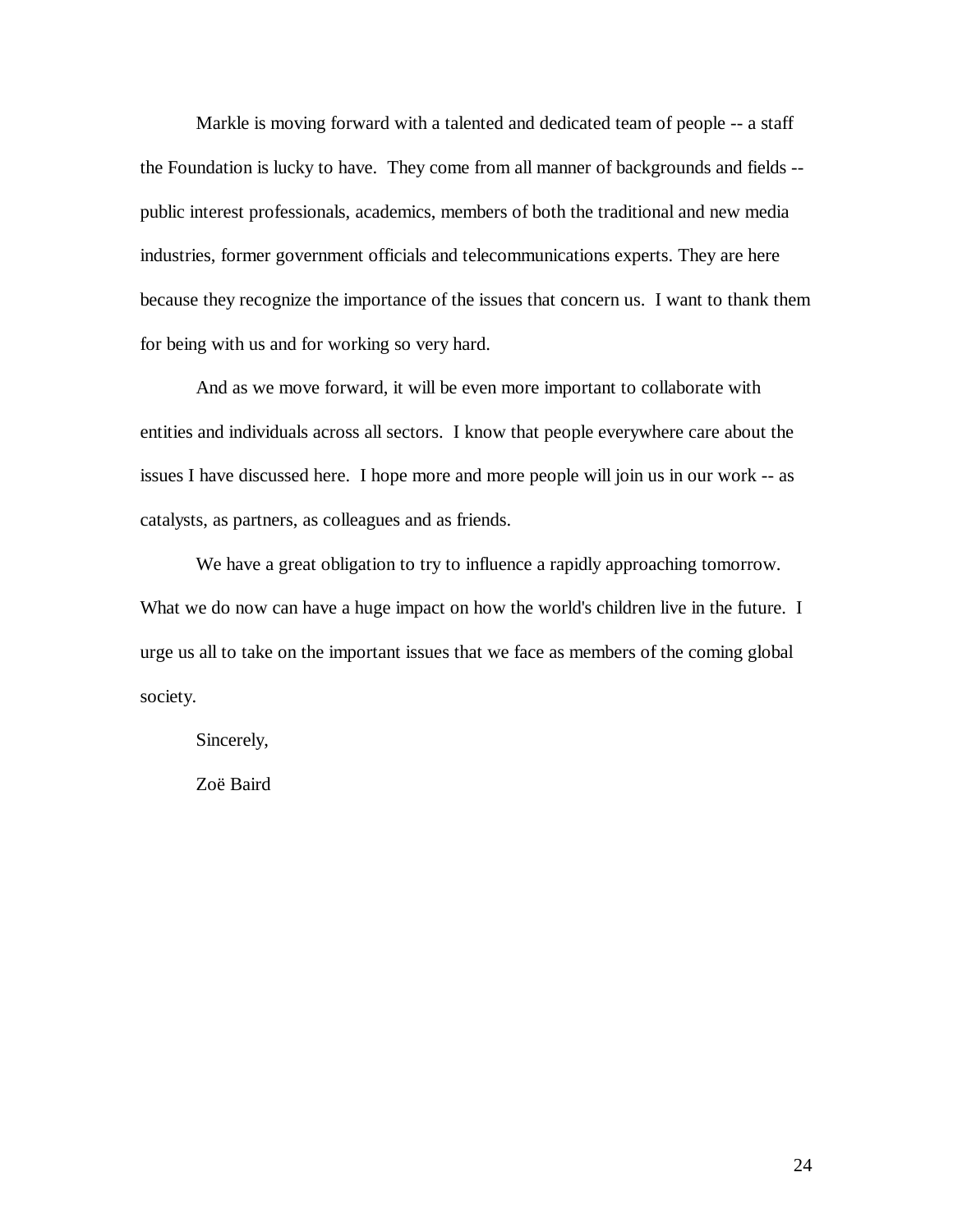Markle is moving forward with a talented and dedicated team of people -- a staff the Foundation is lucky to have. They come from all manner of backgrounds and fields -- public interest professionals, academics, members of both the traditional and new media industries, former government officials and telecommunications experts. They are here because they recognize the importance of the issues that concern us. I want to thank them for being with us and for working so very hard.

And as we move forward, it will be even more important to collaborate with entities and individuals across all sectors. I know that people everywhere care about the issues I have discussed here. I hope more and more people will join us in our work -- as catalysts, as partners, as colleagues and as friends.

We have a great obligation to try to influence a rapidly approaching tomorrow. What we do now can have a huge impact on how the world's children live in the future. I urge us all to take on the important issues that we face as members of the coming global society.

Sincerely,

Zoë Baird